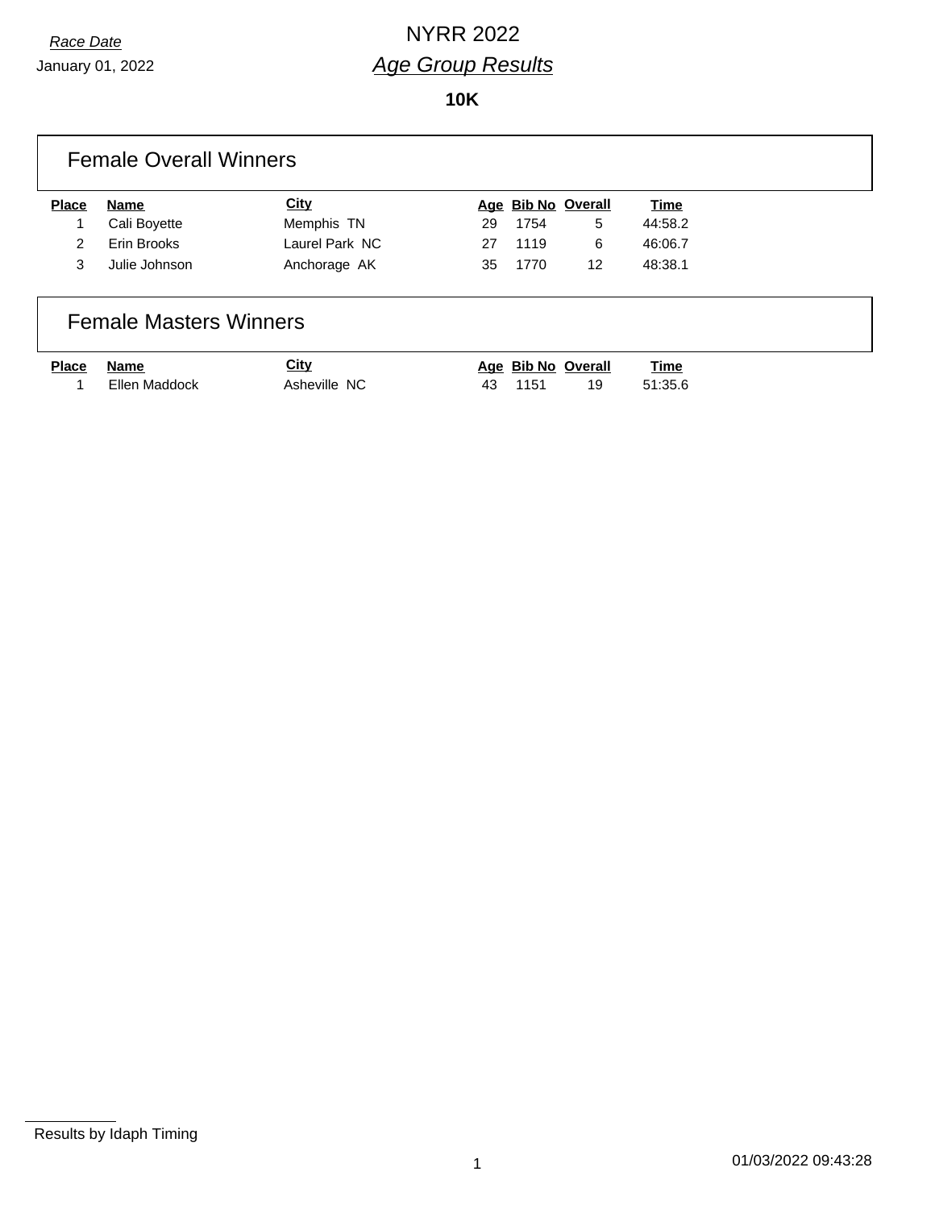*Race Date*

January 01, 2022

# NYRR 2022

## *Age Group Results*

**10K**

### Female Overall Winners

| Place | Name | City | Age | Bib No | Overall | Time |
|---|---|---|---|---|---|---|
| 1 | Cali Boyette | Memphis TN | 29 | 1754 | 5 | 44:58.2 |
| 2 | Erin Brooks | Laurel Park NC | 27 | 1119 | 6 | 46:06.7 |
| 3 | Julie Johnson | Anchorage AK | 35 | 1770 | 12 | 48:38.1 |

### Female Masters Winners

| Place | Name | City | Age | Bib No | Overall | Time |
|---|---|---|---|---|---|---|
| 1 | Ellen Maddock | Asheville NC | 43 | 1151 | 19 | 51:35.6 |

Results by Idaph Timing

01/03/2022 09:43:28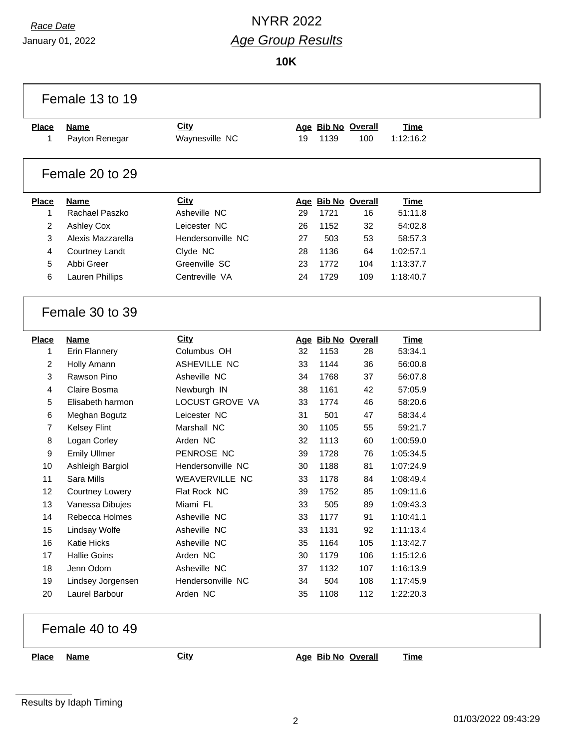*Race Date*

January 01, 2022

# NYRR 2022

## *Age Group Results*

**10K**

### Female 13 to 19

| Place | Name | City | Age | Bib No | Overall | Time |
|---|---|---|---|---|---|---|
| 1 | Payton Renegar | Waynesville NC | 19 | 1139 | 100 | 1:12:16.2 |

### Female 20 to 29

| Place | Name | City | Age | Bib No | Overall | Time |
|---|---|---|---|---|---|---|
| 1 | Rachael Paszko | Asheville NC | 29 | 1721 | 16 | 51:11.8 |
| 2 | Ashley Cox | Leicester NC | 26 | 1152 | 32 | 54:02.8 |
| 3 | Alexis Mazzarella | Hendersonville NC | 27 | 503 | 53 | 58:57.3 |
| 4 | Courtney Landt | Clyde NC | 28 | 1136 | 64 | 1:02:57.1 |
| 5 | Abbi Greer | Greenville SC | 23 | 1772 | 104 | 1:13:37.7 |
| 6 | Lauren Phillips | Centreville VA | 24 | 1729 | 109 | 1:18:40.7 |

### Female 30 to 39

| Place | Name | City | Age | Bib No | Overall | Time |
|---|---|---|---|---|---|---|
| 1 | Erin Flannery | Columbus OH | 32 | 1153 | 28 | 53:34.1 |
| 2 | Holly Amann | ASHEVILLE NC | 33 | 1144 | 36 | 56:00.8 |
| 3 | Rawson Pino | Asheville NC | 34 | 1768 | 37 | 56:07.8 |
| 4 | Claire Bosma | Newburgh IN | 38 | 1161 | 42 | 57:05.9 |
| 5 | Elisabeth harmon | LOCUST GROVE VA | 33 | 1774 | 46 | 58:20.6 |
| 6 | Meghan Bogutz | Leicester NC | 31 | 501 | 47 | 58:34.4 |
| 7 | Kelsey Flint | Marshall NC | 30 | 1105 | 55 | 59:21.7 |
| 8 | Logan Corley | Arden NC | 32 | 1113 | 60 | 1:00:59.0 |
| 9 | Emily Ullmer | PENROSE NC | 39 | 1728 | 76 | 1:05:34.5 |
| 10 | Ashleigh Bargiol | Hendersonville NC | 30 | 1188 | 81 | 1:07:24.9 |
| 11 | Sara Mills | WEAVERVILLE NC | 33 | 1178 | 84 | 1:08:49.4 |
| 12 | Courtney Lowery | Flat Rock NC | 39 | 1752 | 85 | 1:09:11.6 |
| 13 | Vanessa Dibujes | Miami FL | 33 | 505 | 89 | 1:09:43.3 |
| 14 | Rebecca Holmes | Asheville NC | 33 | 1177 | 91 | 1:10:41.1 |
| 15 | Lindsay Wolfe | Asheville NC | 33 | 1131 | 92 | 1:11:13.4 |
| 16 | Katie Hicks | Asheville NC | 35 | 1164 | 105 | 1:13:42.7 |
| 17 | Hallie Goins | Arden NC | 30 | 1179 | 106 | 1:15:12.6 |
| 18 | Jenn Odom | Asheville NC | 37 | 1132 | 107 | 1:16:13.9 |
| 19 | Lindsey Jorgensen | Hendersonville NC | 34 | 504 | 108 | 1:17:45.9 |
| 20 | Laurel Barbour | Arden NC | 35 | 1108 | 112 | 1:22:20.3 |

### Female 40 to 49

| Place | Name | City | Age | Bib No | Overall | Time |
|---|---|---|---|---|---|---|

Results by Idaph Timing

01/03/2022 09:43:29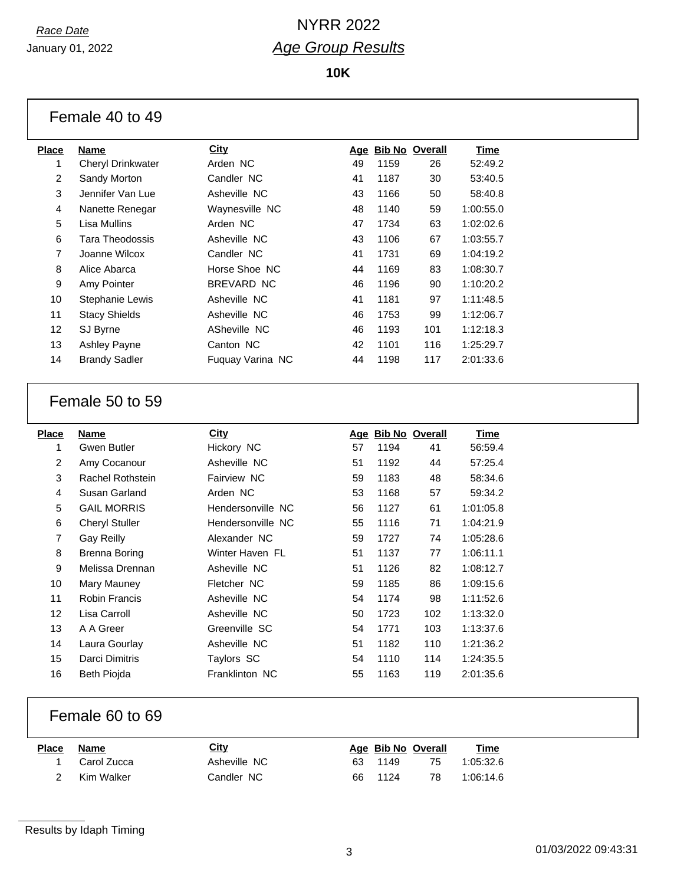*Race Date*
January 01, 2022

# NYRR 2022
## *Age Group Results*

**10K**

### Female 40 to 49

| Place | Name | City | Age | Bib No | Overall | Time |
|---|---|---|---|---|---|---|
| 1 | Cheryl Drinkwater | Arden NC | 49 | 1159 | 26 | 52:49.2 |
| 2 | Sandy Morton | Candler NC | 41 | 1187 | 30 | 53:40.5 |
| 3 | Jennifer Van Lue | Asheville NC | 43 | 1166 | 50 | 58:40.8 |
| 4 | Nanette Renegar | Waynesville NC | 48 | 1140 | 59 | 1:00:55.0 |
| 5 | Lisa Mullins | Arden NC | 47 | 1734 | 63 | 1:02:02.6 |
| 6 | Tara Theodossis | Asheville NC | 43 | 1106 | 67 | 1:03:55.7 |
| 7 | Joanne Wilcox | Candler NC | 41 | 1731 | 69 | 1:04:19.2 |
| 8 | Alice Abarca | Horse Shoe NC | 44 | 1169 | 83 | 1:08:30.7 |
| 9 | Amy Pointer | BREVARD NC | 46 | 1196 | 90 | 1:10:20.2 |
| 10 | Stephanie Lewis | Asheville NC | 41 | 1181 | 97 | 1:11:48.5 |
| 11 | Stacy Shields | Asheville NC | 46 | 1753 | 99 | 1:12:06.7 |
| 12 | SJ Byrne | ASheville NC | 46 | 1193 | 101 | 1:12:18.3 |
| 13 | Ashley Payne | Canton NC | 42 | 1101 | 116 | 1:25:29.7 |
| 14 | Brandy Sadler | Fuquay Varina NC | 44 | 1198 | 117 | 2:01:33.6 |

### Female 50 to 59

| Place | Name | City | Age | Bib No | Overall | Time |
|---|---|---|---|---|---|---|
| 1 | Gwen Butler | Hickory NC | 57 | 1194 | 41 | 56:59.4 |
| 2 | Amy Cocanour | Asheville NC | 51 | 1192 | 44 | 57:25.4 |
| 3 | Rachel Rothstein | Fairview NC | 59 | 1183 | 48 | 58:34.6 |
| 4 | Susan Garland | Arden NC | 53 | 1168 | 57 | 59:34.2 |
| 5 | GAIL MORRIS | Hendersonville NC | 56 | 1127 | 61 | 1:01:05.8 |
| 6 | Cheryl Stuller | Hendersonville NC | 55 | 1116 | 71 | 1:04:21.9 |
| 7 | Gay Reilly | Alexander NC | 59 | 1727 | 74 | 1:05:28.6 |
| 8 | Brenna Boring | Winter Haven FL | 51 | 1137 | 77 | 1:06:11.1 |
| 9 | Melissa Drennan | Asheville NC | 51 | 1126 | 82 | 1:08:12.7 |
| 10 | Mary Mauney | Fletcher NC | 59 | 1185 | 86 | 1:09:15.6 |
| 11 | Robin Francis | Asheville NC | 54 | 1174 | 98 | 1:11:52.6 |
| 12 | Lisa Carroll | Asheville NC | 50 | 1723 | 102 | 1:13:32.0 |
| 13 | A A Greer | Greenville SC | 54 | 1771 | 103 | 1:13:37.6 |
| 14 | Laura Gourlay | Asheville NC | 51 | 1182 | 110 | 1:21:36.2 |
| 15 | Darci Dimitris | Taylors SC | 54 | 1110 | 114 | 1:24:35.5 |
| 16 | Beth Piojda | Franklinton NC | 55 | 1163 | 119 | 2:01:35.6 |

### Female 60 to 69

| Place | Name | City | Age | Bib No | Overall | Time |
|---|---|---|---|---|---|---|
| 1 | Carol Zucca | Asheville NC | 63 | 1149 | 75 | 1:05:32.6 |
| 2 | Kim Walker | Candler NC | 66 | 1124 | 78 | 1:06:14.6 |

Results by Idaph Timing

01/03/2022 09:43:31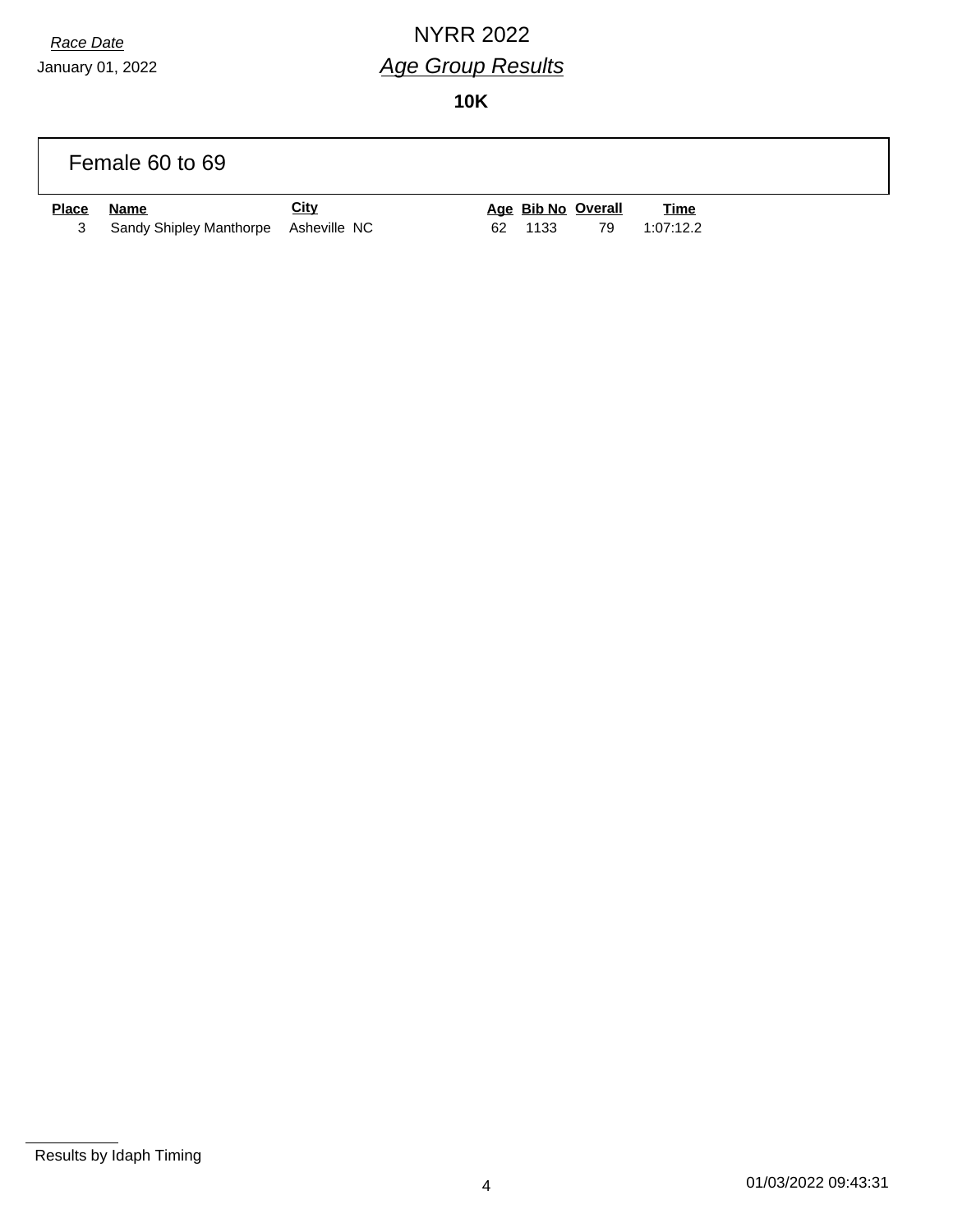*Race Date*
January 01, 2022

# NYRR 2022

## *Age Group Results*

**10K**

### Female 60 to 69

| Place | Name | City | Age | Bib No | Overall | Time |
|---|---|---|---|---|---|---|
| 3 | Sandy Shipley Manthorpe | Asheville NC | 62 | 1133 | 79 | 1:07:12.2 |

Results by Idaph Timing

01/03/2022 09:43:31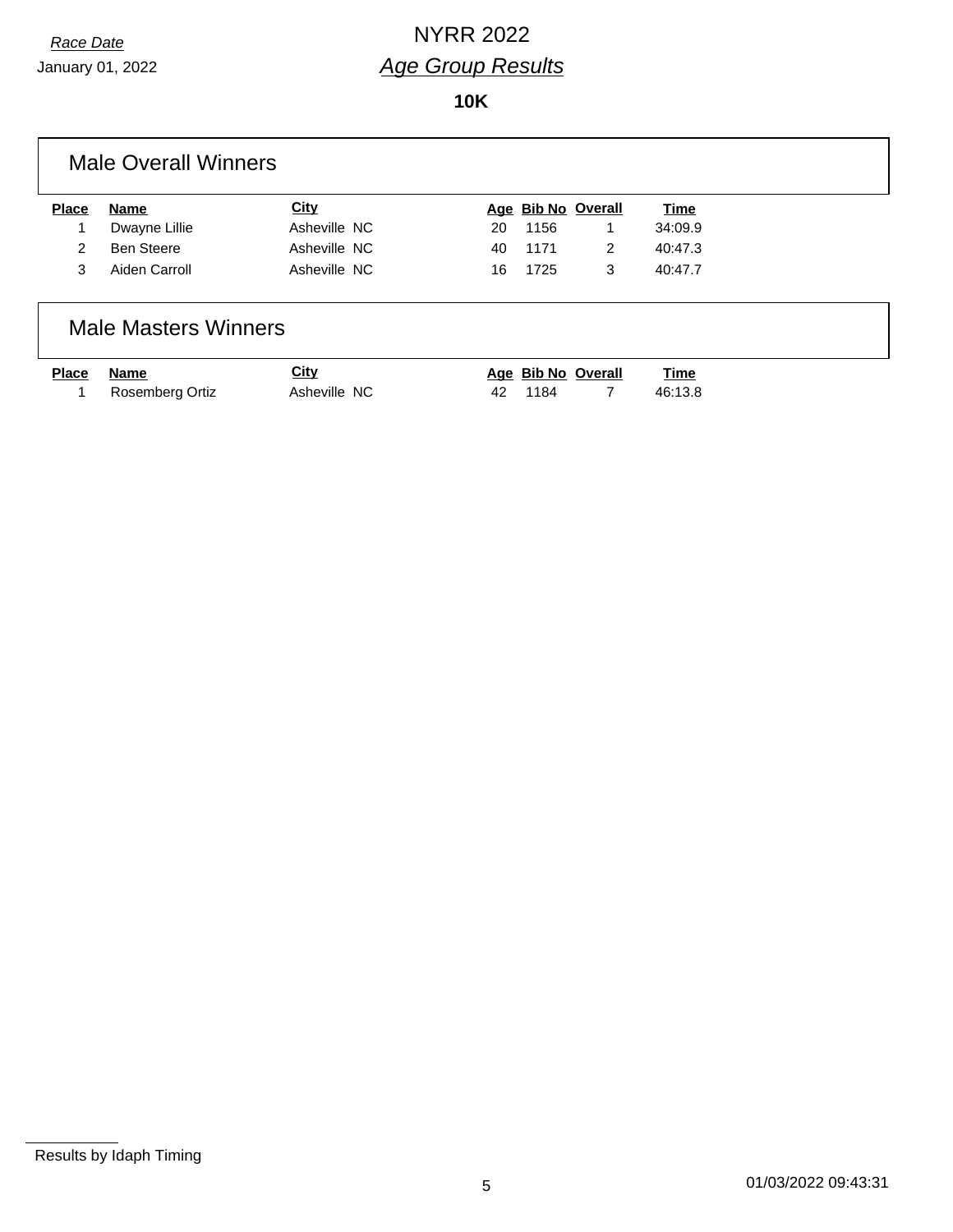*Race Date*

January 01, 2022

# NYRR 2022

## *Age Group Results*

**10K**

### Male Overall Winners

| Place | Name | City | Age | Bib No | Overall | Time |
|---|---|---|---|---|---|---|
| 1 | Dwayne Lillie | Asheville NC | 20 | 1156 | 1 | 34:09.9 |
| 2 | Ben Steere | Asheville NC | 40 | 1171 | 2 | 40:47.3 |
| 3 | Aiden Carroll | Asheville NC | 16 | 1725 | 3 | 40:47.7 |

### Male Masters Winners

| Place | Name | City | Age | Bib No | Overall | Time |
|---|---|---|---|---|---|---|
| 1 | Rosemberg Ortiz | Asheville NC | 42 | 1184 | 7 | 46:13.8 |

Results by Idaph Timing

01/03/2022 09:43:31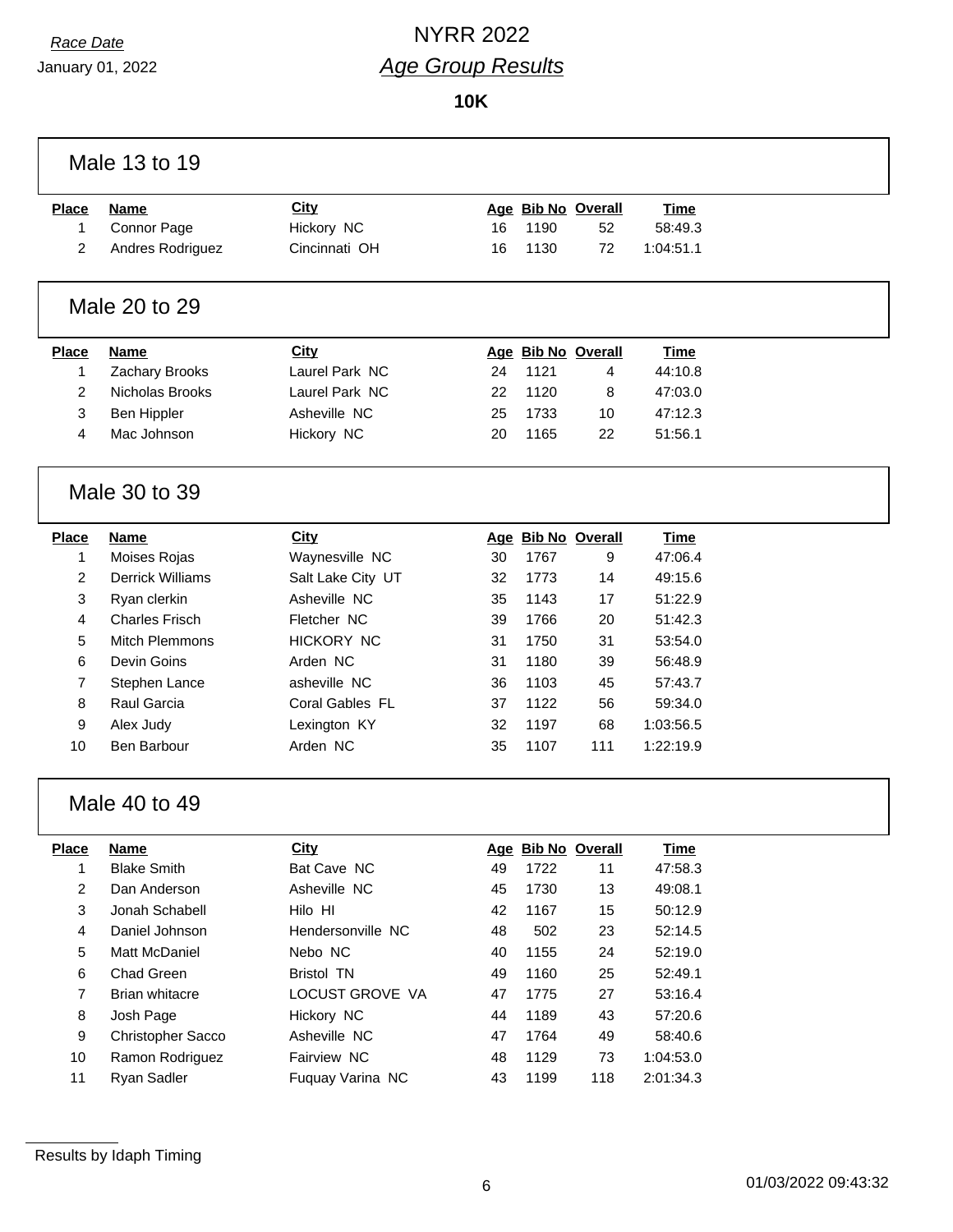*Race Date*
January 01, 2022

# NYRR 2022
## *Age Group Results*

**10K**

### Male 13 to 19

| Place | Name | City | Age | Bib No | Overall | Time |
|---|---|---|---|---|---|---|
| 1 | Connor Page | Hickory NC | 16 | 1190 | 52 | 58:49.3 |
| 2 | Andres Rodriguez | Cincinnati OH | 16 | 1130 | 72 | 1:04:51.1 |

### Male 20 to 29

| Place | Name | City | Age | Bib No | Overall | Time |
|---|---|---|---|---|---|---|
| 1 | Zachary Brooks | Laurel Park NC | 24 | 1121 | 4 | 44:10.8 |
| 2 | Nicholas Brooks | Laurel Park NC | 22 | 1120 | 8 | 47:03.0 |
| 3 | Ben Hippler | Asheville NC | 25 | 1733 | 10 | 47:12.3 |
| 4 | Mac Johnson | Hickory NC | 20 | 1165 | 22 | 51:56.1 |

### Male 30 to 39

| Place | Name | City | Age | Bib No | Overall | Time |
|---|---|---|---|---|---|---|
| 1 | Moises Rojas | Waynesville NC | 30 | 1767 | 9 | 47:06.4 |
| 2 | Derrick Williams | Salt Lake City UT | 32 | 1773 | 14 | 49:15.6 |
| 3 | Ryan clerkin | Asheville NC | 35 | 1143 | 17 | 51:22.9 |
| 4 | Charles Frisch | Fletcher NC | 39 | 1766 | 20 | 51:42.3 |
| 5 | Mitch Plemmons | HICKORY NC | 31 | 1750 | 31 | 53:54.0 |
| 6 | Devin Goins | Arden NC | 31 | 1180 | 39 | 56:48.9 |
| 7 | Stephen Lance | asheville NC | 36 | 1103 | 45 | 57:43.7 |
| 8 | Raul Garcia | Coral Gables FL | 37 | 1122 | 56 | 59:34.0 |
| 9 | Alex Judy | Lexington KY | 32 | 1197 | 68 | 1:03:56.5 |
| 10 | Ben Barbour | Arden NC | 35 | 1107 | 111 | 1:22:19.9 |

### Male 40 to 49

| Place | Name | City | Age | Bib No | Overall | Time |
|---|---|---|---|---|---|---|
| 1 | Blake Smith | Bat Cave NC | 49 | 1722 | 11 | 47:58.3 |
| 2 | Dan Anderson | Asheville NC | 45 | 1730 | 13 | 49:08.1 |
| 3 | Jonah Schabell | Hilo HI | 42 | 1167 | 15 | 50:12.9 |
| 4 | Daniel Johnson | Hendersonville NC | 48 | 502 | 23 | 52:14.5 |
| 5 | Matt McDaniel | Nebo NC | 40 | 1155 | 24 | 52:19.0 |
| 6 | Chad Green | Bristol TN | 49 | 1160 | 25 | 52:49.1 |
| 7 | Brian whitacre | LOCUST GROVE VA | 47 | 1775 | 27 | 53:16.4 |
| 8 | Josh Page | Hickory NC | 44 | 1189 | 43 | 57:20.6 |
| 9 | Christopher Sacco | Asheville NC | 47 | 1764 | 49 | 58:40.6 |
| 10 | Ramon Rodriguez | Fairview NC | 48 | 1129 | 73 | 1:04:53.0 |
| 11 | Ryan Sadler | Fuquay Varina NC | 43 | 1199 | 118 | 2:01:34.3 |

Results by Idaph Timing

01/03/2022 09:43:32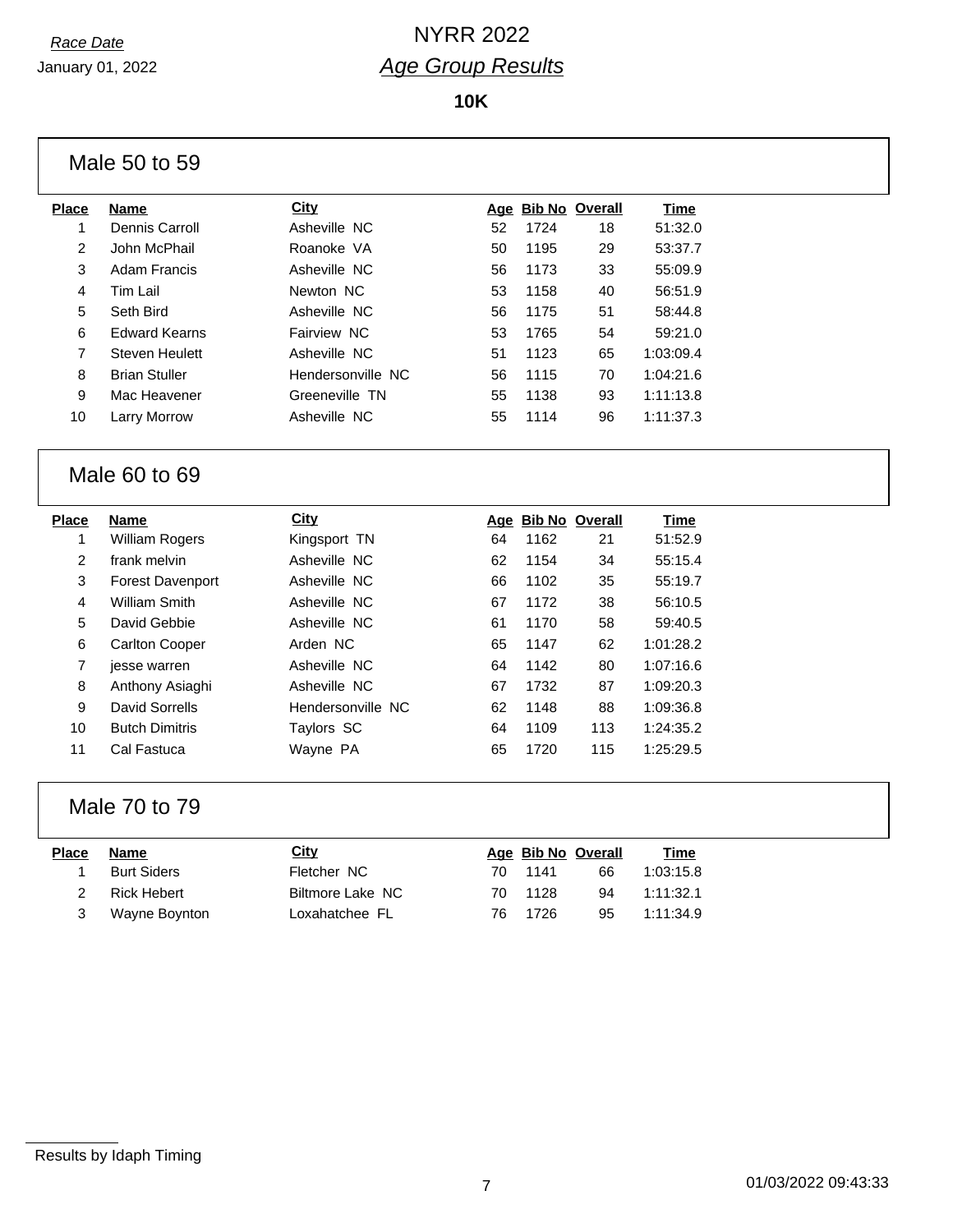*Race Date*
January 01, 2022

# NYRR 2022
## *Age Group Results*

**10K**

### Male 50 to 59

| Place | Name | City | Age | Bib No | Overall | Time |
|---|---|---|---|---|---|---|
| 1 | Dennis Carroll | Asheville NC | 52 | 1724 | 18 | 51:32.0 |
| 2 | John McPhail | Roanoke VA | 50 | 1195 | 29 | 53:37.7 |
| 3 | Adam Francis | Asheville NC | 56 | 1173 | 33 | 55:09.9 |
| 4 | Tim Lail | Newton NC | 53 | 1158 | 40 | 56:51.9 |
| 5 | Seth Bird | Asheville NC | 56 | 1175 | 51 | 58:44.8 |
| 6 | Edward Kearns | Fairview NC | 53 | 1765 | 54 | 59:21.0 |
| 7 | Steven Heulett | Asheville NC | 51 | 1123 | 65 | 1:03:09.4 |
| 8 | Brian Stuller | Hendersonville NC | 56 | 1115 | 70 | 1:04:21.6 |
| 9 | Mac Heavener | Greeneville TN | 55 | 1138 | 93 | 1:11:13.8 |
| 10 | Larry Morrow | Asheville NC | 55 | 1114 | 96 | 1:11:37.3 |

### Male 60 to 69

| Place | Name | City | Age | Bib No | Overall | Time |
|---|---|---|---|---|---|---|
| 1 | William Rogers | Kingsport TN | 64 | 1162 | 21 | 51:52.9 |
| 2 | frank melvin | Asheville NC | 62 | 1154 | 34 | 55:15.4 |
| 3 | Forest Davenport | Asheville NC | 66 | 1102 | 35 | 55:19.7 |
| 4 | William Smith | Asheville NC | 67 | 1172 | 38 | 56:10.5 |
| 5 | David Gebbie | Asheville NC | 61 | 1170 | 58 | 59:40.5 |
| 6 | Carlton Cooper | Arden NC | 65 | 1147 | 62 | 1:01:28.2 |
| 7 | jesse warren | Asheville NC | 64 | 1142 | 80 | 1:07:16.6 |
| 8 | Anthony Asiaghi | Asheville NC | 67 | 1732 | 87 | 1:09:20.3 |
| 9 | David Sorrells | Hendersonville NC | 62 | 1148 | 88 | 1:09:36.8 |
| 10 | Butch Dimitris | Taylors SC | 64 | 1109 | 113 | 1:24:35.2 |
| 11 | Cal Fastuca | Wayne PA | 65 | 1720 | 115 | 1:25:29.5 |

### Male 70 to 79

| Place | Name | City | Age | Bib No | Overall | Time |
|---|---|---|---|---|---|---|
| 1 | Burt Siders | Fletcher NC | 70 | 1141 | 66 | 1:03:15.8 |
| 2 | Rick Hebert | Biltmore Lake NC | 70 | 1128 | 94 | 1:11:32.1 |
| 3 | Wayne Boynton | Loxahatchee FL | 76 | 1726 | 95 | 1:11:34.9 |

Results by Idaph Timing

01/03/2022 09:43:33